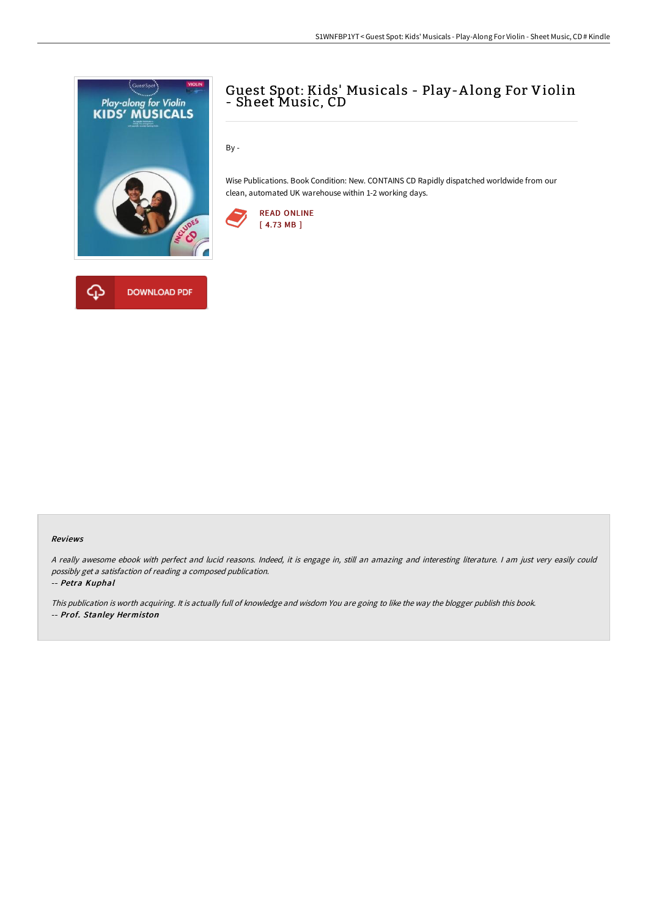# Guest Spot: Kids' Musicals - Play-Along For Violin - Sheet Music, CD

By -

Wise Publications. Book Condition: New. CONTAINS CD Rapidly dispatched worldwide from our clean, automated UK warehouse within 1-2 working days.

READ ONLINE
[ 4.73 MB ]

DOWNLOAD PDF

### Reviews

*A really awesome ebook with perfect and lucid reasons. Indeed, it is engage in, still an amazing and interesting literature. I am just very easily could possibly get a satisfaction of reading a composed publication.*

*-- Petra Kuphal*

*This publication is worth acquiring. It is actually full of knowledge and wisdom You are going to like the way the blogger publish this book.*

*-- Prof. Stanley Hermiston*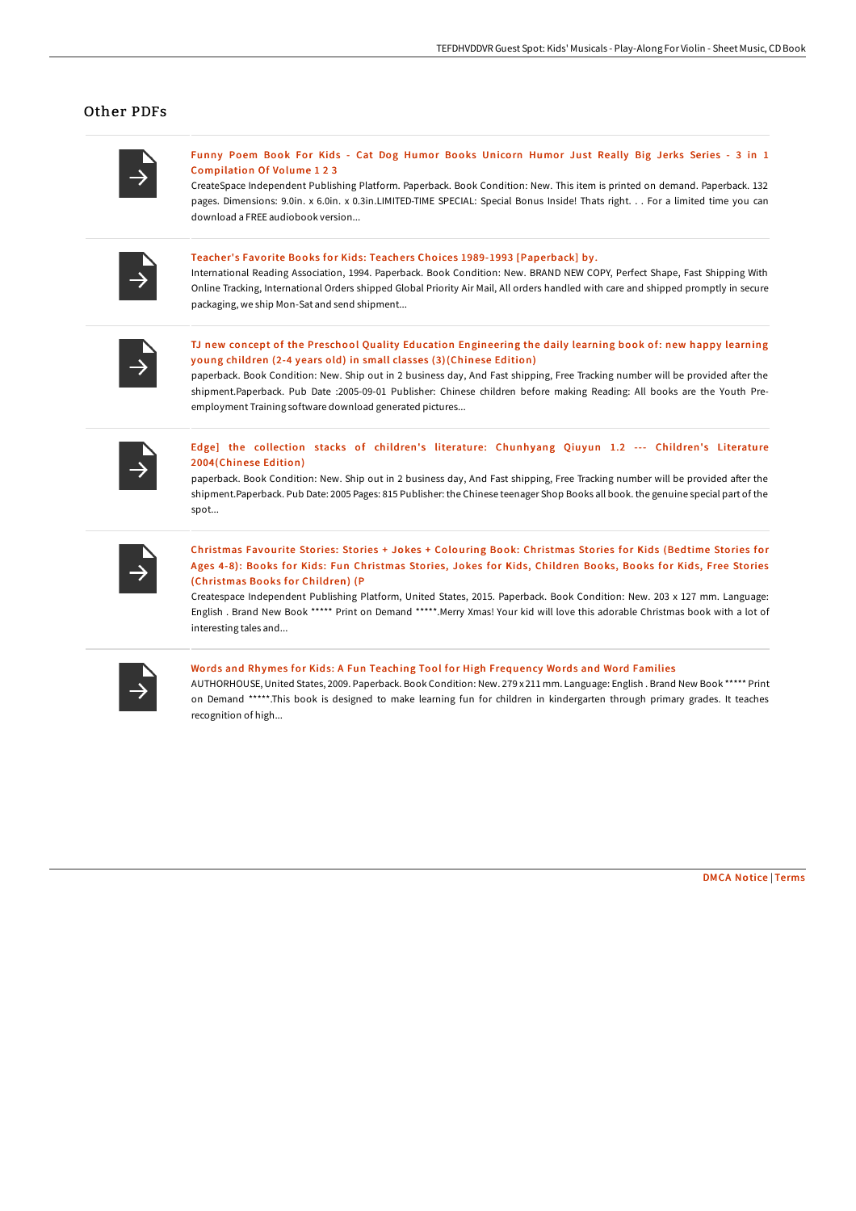## Other PDFs

**Funny Poem Book For Kids - Cat Dog Humor Books Unicorn Humor Just Really Big Jerks Series - 3 in 1 Compilation Of Volume 1 2 3**

CreateSpace Independent Publishing Platform. Paperback. Book Condition: New. This item is printed on demand. Paperback. 132 pages. Dimensions: 9.0in. x 6.0in. x 0.3in.LIMITED-TIME SPECIAL: Special Bonus Inside! Thats right. . . For a limited time you can download a FREE audiobook version...

**Teacher's Favorite Books for Kids: Teachers Choices 1989-1993 [Paperback] by.**

International Reading Association, 1994. Paperback. Book Condition: New. BRAND NEW COPY, Perfect Shape, Fast Shipping With Online Tracking, International Orders shipped Global Priority Air Mail, All orders handled with care and shipped promptly in secure packaging, we ship Mon-Sat and send shipment...

**TJ new concept of the Preschool Quality Education Engineering the daily learning book of: new happy learning young children (2-4 years old) in small classes (3)(Chinese Edition)**

paperback. Book Condition: New. Ship out in 2 business day, And Fast shipping, Free Tracking number will be provided after the shipment.Paperback. Pub Date :2005-09-01 Publisher: Chinese children before making Reading: All books are the Youth Pre-employment Training software download generated pictures...

**Edge] the collection stacks of children's literature: Chunhyang Qiuyun 1.2 --- Children's Literature 2004(Chinese Edition)**

paperback. Book Condition: New. Ship out in 2 business day, And Fast shipping, Free Tracking number will be provided after the shipment.Paperback. Pub Date: 2005 Pages: 815 Publisher: the Chinese teenager Shop Books all book. the genuine special part of the spot...

**Christmas Favourite Stories: Stories + Jokes + Colouring Book: Christmas Stories for Kids (Bedtime Stories for Ages 4-8): Books for Kids: Fun Christmas Stories, Jokes for Kids, Children Books, Books for Kids, Free Stories (Christmas Books for Children) (P**

Createspace Independent Publishing Platform, United States, 2015. Paperback. Book Condition: New. 203 x 127 mm. Language: English . Brand New Book ***** Print on Demand *****.Merry Xmas! Your kid will love this adorable Christmas book with a lot of interesting tales and...

**Words and Rhymes for Kids: A Fun Teaching Tool for High Frequency Words and Word Families**

AUTHORHOUSE, United States, 2009. Paperback. Book Condition: New. 279 x 211 mm. Language: English . Brand New Book ***** Print on Demand *****.This book is designed to make learning fun for children in kindergarten through primary grades. It teaches recognition of high...

DMCA Notice | Terms